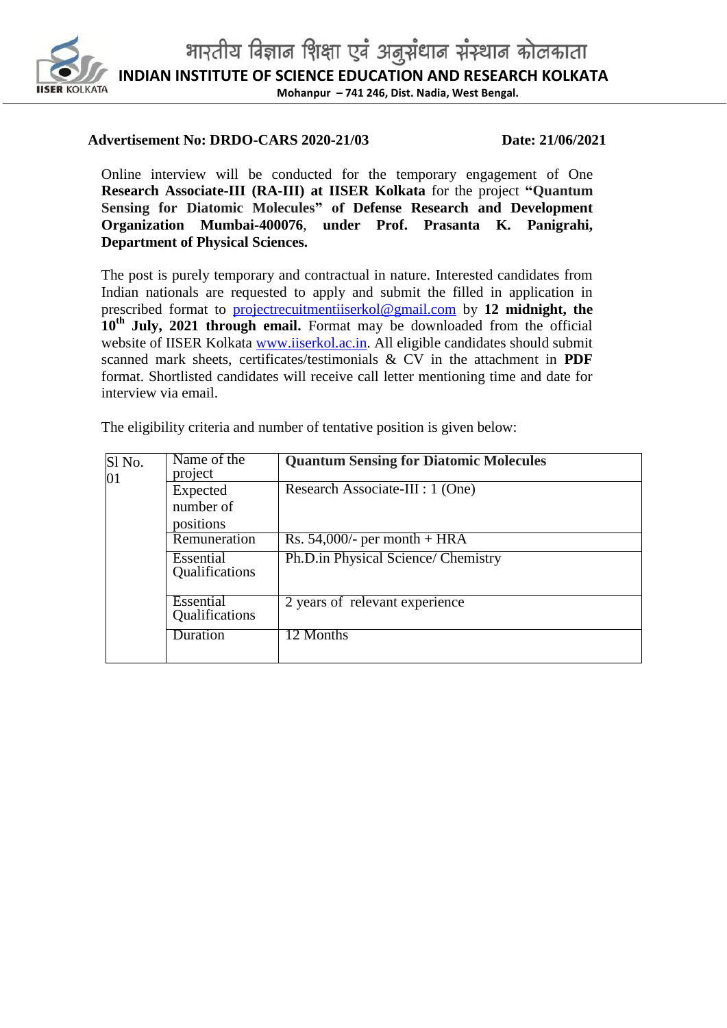# भारतीय विज्ञान शिक्षा एवं अनुसंधान संस्थान कोलकाता

## INDIAN INSTITUTE OF SCIENCE EDUCATION AND RESEARCH KOLKATA

**Mohanpur – 741 246, Dist. Nadia, West Bengal.**

**Advertisement No: DRDO-CARS 2020-21/03** **Date: 21/06/2021**

Online interview will be conducted for the temporary engagement of One **Research Associate-III (RA-III) at IISER Kolkata** for the project **"Quantum Sensing for Diatomic Molecules" of Defense Research and Development Organization Mumbai-400076**, **under Prof. Prasanta K. Panigrahi, Department of Physical Sciences.**

The post is purely temporary and contractual in nature. Interested candidates from Indian nationals are requested to apply and submit the filled in application in prescribed format to projectrecuitmentiiserkol@gmail.com by **12 midnight, the 10th July, 2021 through email.** Format may be downloaded from the official website of IISER Kolkata www.iiserkol.ac.in. All eligible candidates should submit scanned mark sheets, certificates/testimonials & CV in the attachment in **PDF** format. Shortlisted candidates will receive call letter mentioning time and date for interview via email.

The eligibility criteria and number of tentative position is given below:

| Sl No. | | |
|---|---|---|
| 01 | Name of the project | **Quantum Sensing for Diatomic Molecules** |
| | Expected number of positions | Research Associate-III : 1 (One) |
| | Remuneration | Rs. 54,000/- per month + HRA |
| | Essential Qualifications | Ph.D.in Physical Science/ Chemistry |
| | Essential Qualifications | 2 years of relevant experience |
| | Duration | 12 Months |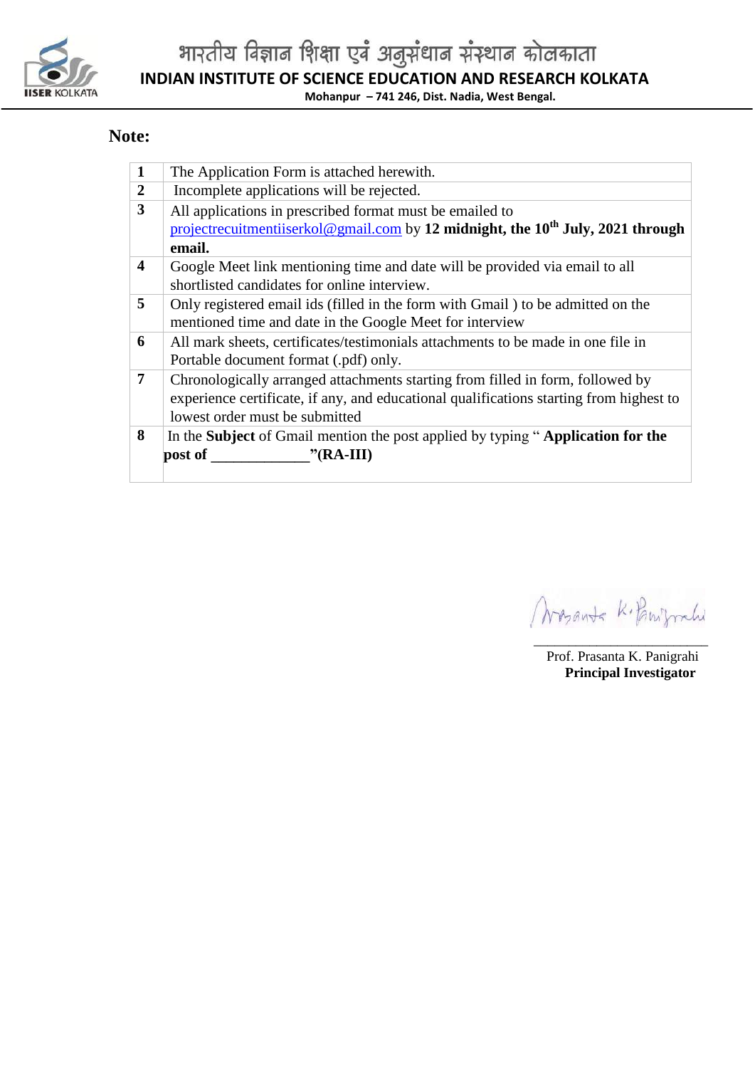भारतीय विज्ञान शिक्षा एवं अनुसंधान संस्थान कोलकाता

**INDIAN INSTITUTE OF SCIENCE EDUCATION AND RESEARCH KOLKATA**

**Mohanpur – 741 246, Dist. Nadia, West Bengal.**

## Note:

| | |
|---|---|
| **1** | The Application Form is attached herewith. |
| **2** | Incomplete applications will be rejected. |
| **3** | All applications in prescribed format must be emailed to projectrecuitmentiiserkol@gmail.com by **12 midnight, the 10th July, 2021 through email.** |
| **4** | Google Meet link mentioning time and date will be provided via email to all shortlisted candidates for online interview. |
| **5** | Only registered email ids (filled in the form with Gmail ) to be admitted on the mentioned time and date in the Google Meet for interview |
| **6** | All mark sheets, certificates/testimonials attachments to be made in one file in Portable document format (.pdf) only. |
| **7** | Chronologically arranged attachments starting from filled in form, followed by experience certificate, if any, and educational qualifications starting from highest to lowest order must be submitted |
| **8** | In the **Subject** of Gmail mention the post applied by typing " **Application for the post of _____________"(RA-III)** |

Prof. Prasanta K. Panigrahi
**Principal Investigator**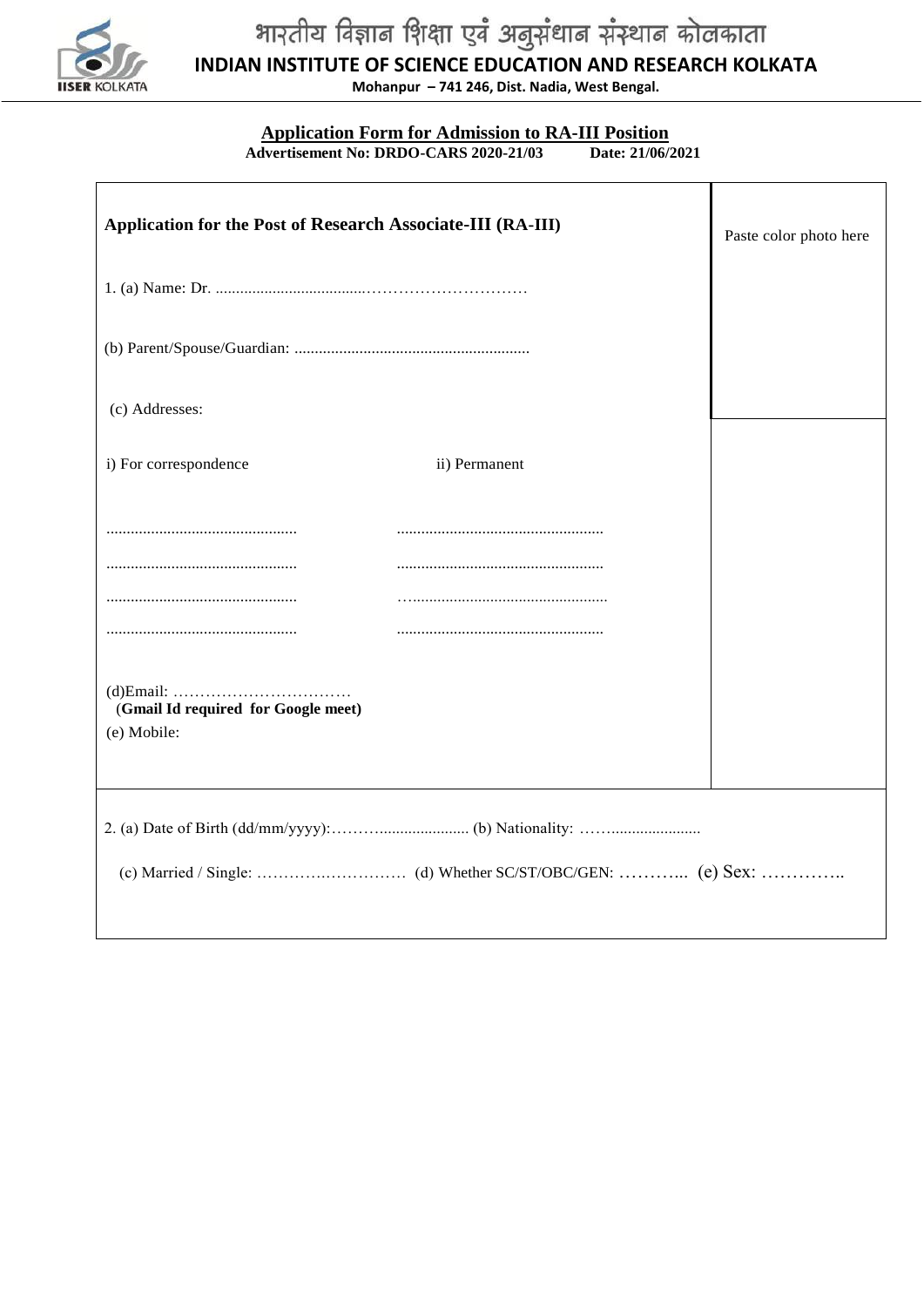भारतीय विज्ञान शिक्षा एवं अनुसंधान संस्थान कोलकाता

**INDIAN INSTITUTE OF SCIENCE EDUCATION AND RESEARCH KOLKATA**

**Mohanpur – 741 246, Dist. Nadia, West Bengal.**

## Application Form for Admission to RA-III Position

**Advertisement No: DRDO-CARS 2020-21/03 Date: 21/06/2021**

**Application for the Post of Research Associate-III (RA-III)**

Paste color photo here

1. (a) Name: Dr. ......................................…………………………

(b) Parent/Spouse/Guardian: ..........................................................

(c) Addresses:

| i) For correspondence | ii) Permanent |
|---|---|
| ............................................... | ................................................... |
| ............................................... | ................................................... |
| ............................................... | …................................................ |
| ............................................... | ................................................... |

(d)Email: ……………………………
(**Gmail Id required for Google meet**)

(e) Mobile:

2. (a) Date of Birth (dd/mm/yyyy):………...................... (b) Nationality: ……......................

(c) Married / Single: ………….…………… (d) Whether SC/ST/OBC/GEN: ………... (e) Sex: …………..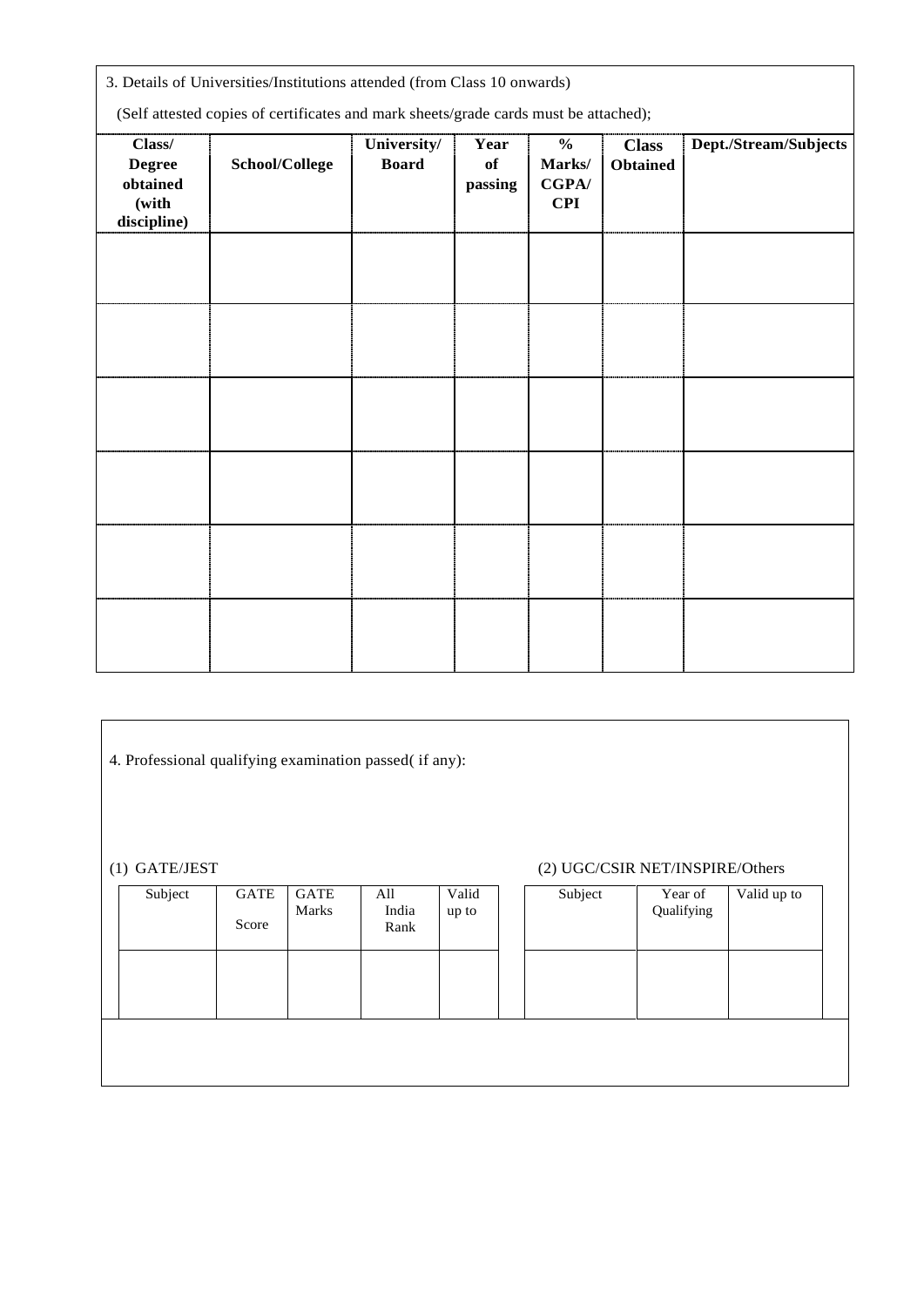3. Details of Universities/Institutions attended (from Class 10 onwards)

(Self attested copies of certificates and mark sheets/grade cards must be attached);

| Class/ Degree obtained (with discipline) | School/College | University/ Board | Year of passing | % Marks/ CGPA/ CPI | Class Obtained | Dept./Stream/Subjects |
|---|---|---|---|---|---|---|
| | | | | | | |
| | | | | | | |
| | | | | | | |
| | | | | | | |
| | | | | | | |
| | | | | | | |

4. Professional qualifying examination passed( if any):

(1) GATE/JEST

| Subject | GATE Score | GATE Marks | All India Rank | Valid up to |
|---|---|---|---|---|
| | | | | |

(2) UGC/CSIR NET/INSPIRE/Others

| Subject | Year of Qualifying | Valid up to |
|---|---|---|
| | | |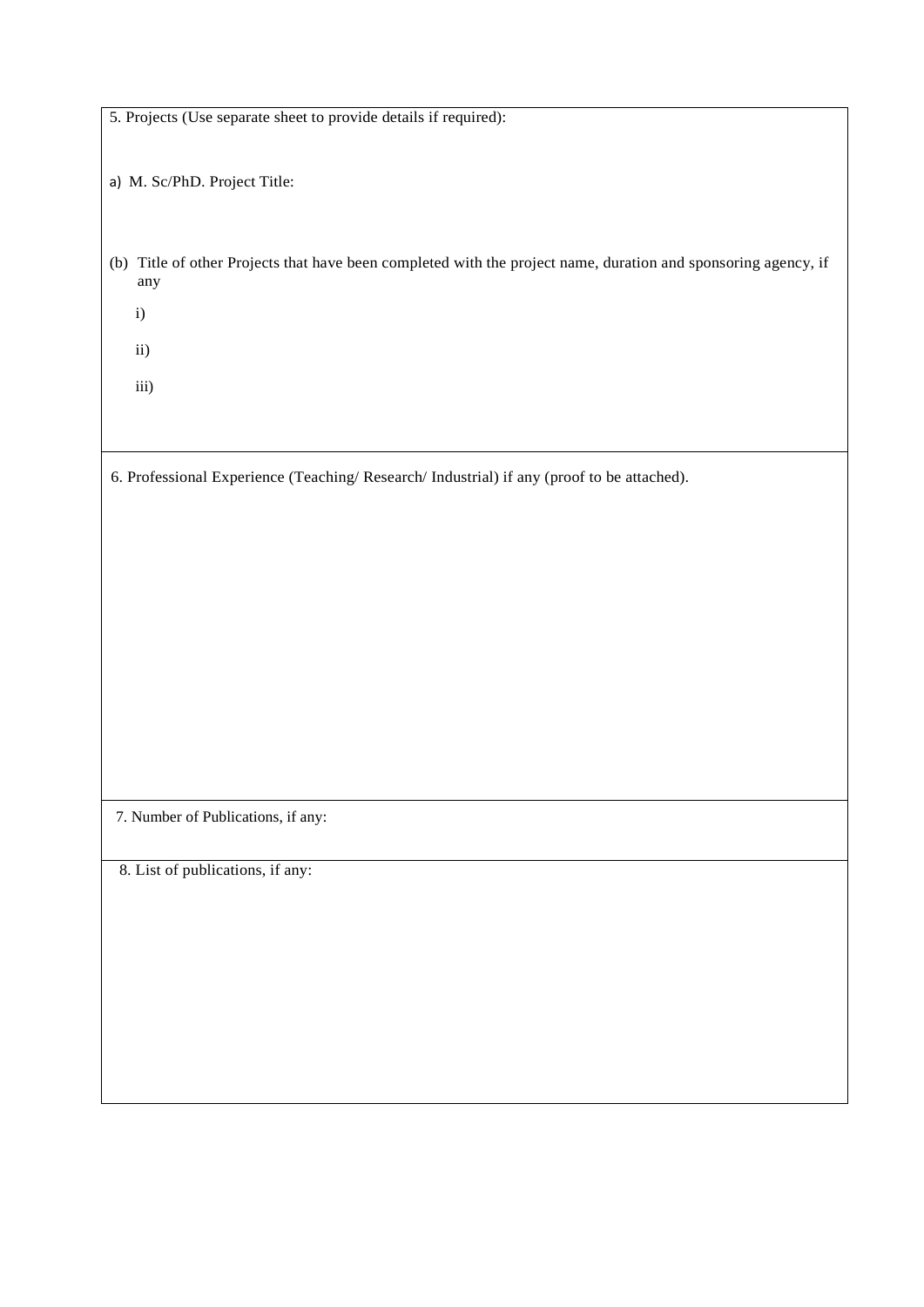5. Projects (Use separate sheet to provide details if required):

a) M. Sc/PhD. Project Title:

(b) Title of other Projects that have been completed with the project name, duration and sponsoring agency, if any

i)

ii)

iii)

6. Professional Experience (Teaching/ Research/ Industrial) if any (proof to be attached).

7. Number of Publications, if any:

8. List of publications, if any: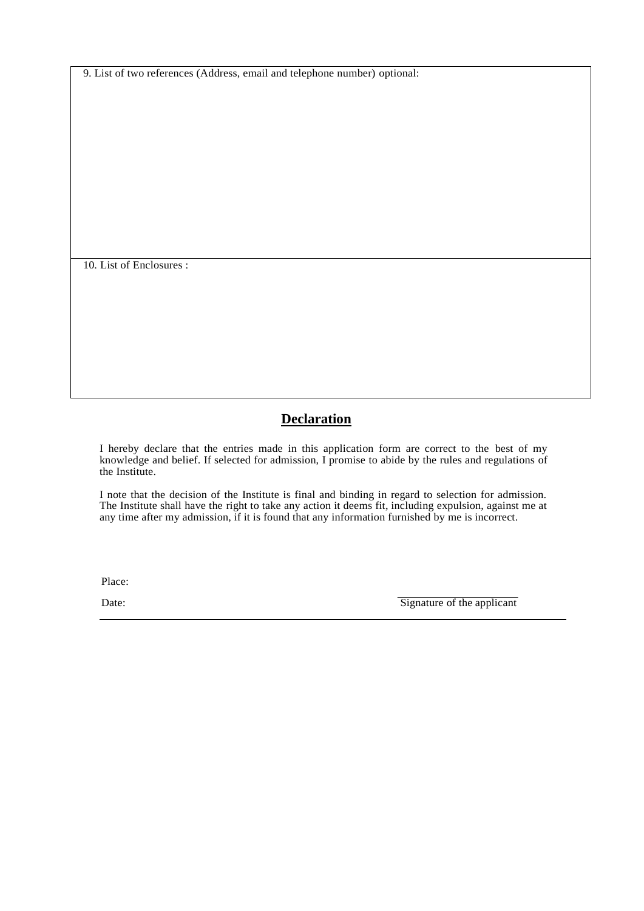9. List of two references (Address, email and telephone number) optional:

10. List of Enclosures :

## Declaration

I hereby declare that the entries made in this application form are correct to the best of my knowledge and belief. If selected for admission, I promise to abide by the rules and regulations of the Institute.

I note that the decision of the Institute is final and binding in regard to selection for admission. The Institute shall have the right to take any action it deems fit, including expulsion, against me at any time after my admission, if it is found that any information furnished by me is incorrect.

Place:

Date: Signature of the applicant